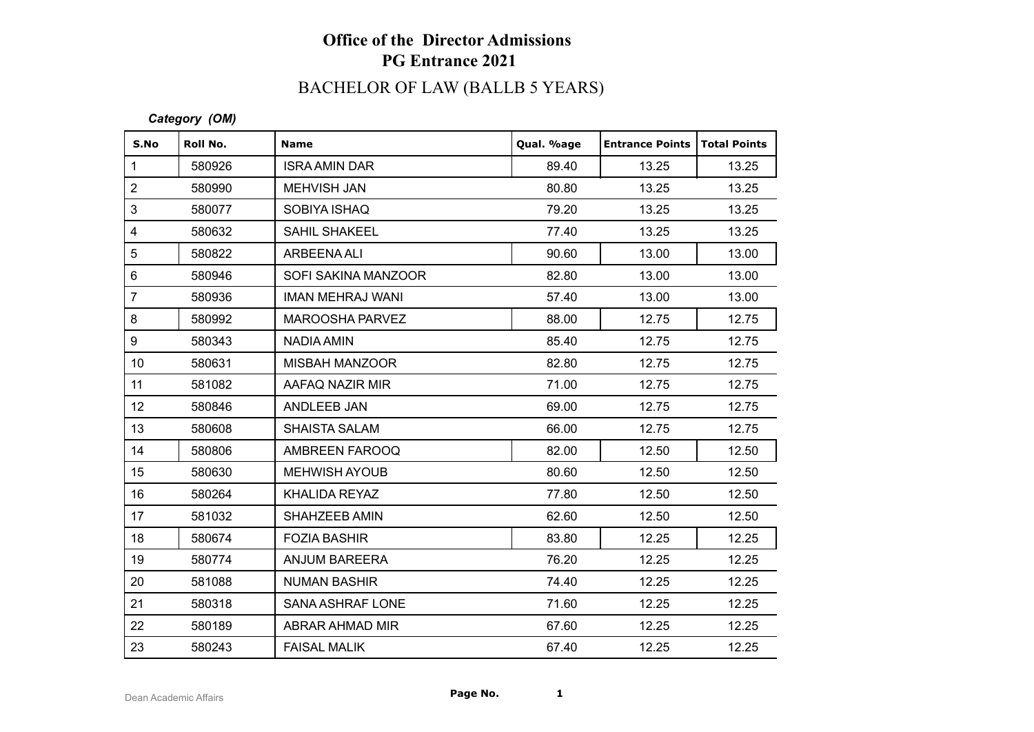# Office of the Director Admissions
## PG Entrance 2021

## BACHELOR OF LAW (BALLB 5 YEARS)

***Category (OM)***

| S.No | Roll No. | Name | Qual. %age | Entrance Points | Total Points |
|---|---|---|---|---|---|
| 1 | 580926 | ISRA AMIN DAR | 89.40 | 13.25 | 13.25 |
| 2 | 580990 | MEHVISH JAN | 80.80 | 13.25 | 13.25 |
| 3 | 580077 | SOBIYA ISHAQ | 79.20 | 13.25 | 13.25 |
| 4 | 580632 | SAHIL SHAKEEL | 77.40 | 13.25 | 13.25 |
| 5 | 580822 | ARBEENA ALI | 90.60 | 13.00 | 13.00 |
| 6 | 580946 | SOFI SAKINA MANZOOR | 82.80 | 13.00 | 13.00 |
| 7 | 580936 | IMAN MEHRAJ WANI | 57.40 | 13.00 | 13.00 |
| 8 | 580992 | MAROOSHA PARVEZ | 88.00 | 12.75 | 12.75 |
| 9 | 580343 | NADIA AMIN | 85.40 | 12.75 | 12.75 |
| 10 | 580631 | MISBAH MANZOOR | 82.80 | 12.75 | 12.75 |
| 11 | 581082 | AAFAQ NAZIR MIR | 71.00 | 12.75 | 12.75 |
| 12 | 580846 | ANDLEEB JAN | 69.00 | 12.75 | 12.75 |
| 13 | 580608 | SHAISTA SALAM | 66.00 | 12.75 | 12.75 |
| 14 | 580806 | AMBREEN FAROOQ | 82.00 | 12.50 | 12.50 |
| 15 | 580630 | MEHWISH AYOUB | 80.60 | 12.50 | 12.50 |
| 16 | 580264 | KHALIDA REYAZ | 77.80 | 12.50 | 12.50 |
| 17 | 581032 | SHAHZEEB AMIN | 62.60 | 12.50 | 12.50 |
| 18 | 580674 | FOZIA BASHIR | 83.80 | 12.25 | 12.25 |
| 19 | 580774 | ANJUM BAREERA | 76.20 | 12.25 | 12.25 |
| 20 | 581088 | NUMAN BASHIR | 74.40 | 12.25 | 12.25 |
| 21 | 580318 | SANA ASHRAF LONE | 71.60 | 12.25 | 12.25 |
| 22 | 580189 | ABRAR AHMAD MIR | 67.60 | 12.25 | 12.25 |
| 23 | 580243 | FAISAL MALIK | 67.40 | 12.25 | 12.25 |

Dean Academic Affairs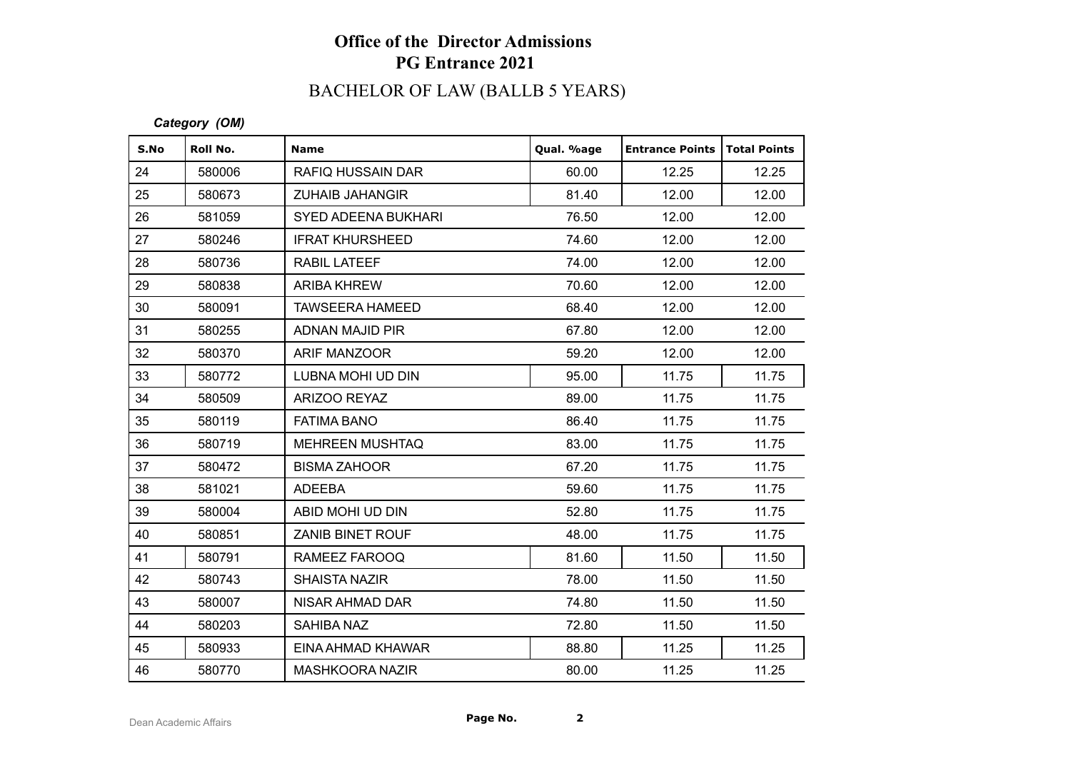# Office of the Director Admissions
## PG Entrance 2021

## BACHELOR OF LAW (BALLB 5 YEARS)

***Category (OM)***

| S.No | Roll No. | Name | Qual. %age | Entrance Points | Total Points |
|---|---|---|---|---|---|
| 24 | 580006 | RAFIQ HUSSAIN DAR | 60.00 | 12.25 | 12.25 |
| 25 | 580673 | ZUHAIB JAHANGIR | 81.40 | 12.00 | 12.00 |
| 26 | 581059 | SYED ADEENA BUKHARI | 76.50 | 12.00 | 12.00 |
| 27 | 580246 | IFRAT KHURSHEED | 74.60 | 12.00 | 12.00 |
| 28 | 580736 | RABIL LATEEF | 74.00 | 12.00 | 12.00 |
| 29 | 580838 | ARIBA KHREW | 70.60 | 12.00 | 12.00 |
| 30 | 580091 | TAWSEERA HAMEED | 68.40 | 12.00 | 12.00 |
| 31 | 580255 | ADNAN MAJID PIR | 67.80 | 12.00 | 12.00 |
| 32 | 580370 | ARIF MANZOOR | 59.20 | 12.00 | 12.00 |
| 33 | 580772 | LUBNA MOHI UD DIN | 95.00 | 11.75 | 11.75 |
| 34 | 580509 | ARIZOO REYAZ | 89.00 | 11.75 | 11.75 |
| 35 | 580119 | FATIMA BANO | 86.40 | 11.75 | 11.75 |
| 36 | 580719 | MEHREEN MUSHTAQ | 83.00 | 11.75 | 11.75 |
| 37 | 580472 | BISMA ZAHOOR | 67.20 | 11.75 | 11.75 |
| 38 | 581021 | ADEEBA | 59.60 | 11.75 | 11.75 |
| 39 | 580004 | ABID MOHI UD DIN | 52.80 | 11.75 | 11.75 |
| 40 | 580851 | ZANIB BINET ROUF | 48.00 | 11.75 | 11.75 |
| 41 | 580791 | RAMEEZ FAROOQ | 81.60 | 11.50 | 11.50 |
| 42 | 580743 | SHAISTA NAZIR | 78.00 | 11.50 | 11.50 |
| 43 | 580007 | NISAR AHMAD DAR | 74.80 | 11.50 | 11.50 |
| 44 | 580203 | SAHIBA NAZ | 72.80 | 11.50 | 11.50 |
| 45 | 580933 | EINA AHMAD KHAWAR | 88.80 | 11.25 | 11.25 |
| 46 | 580770 | MASHKOORA NAZIR | 80.00 | 11.25 | 11.25 |

Dean Academic Affairs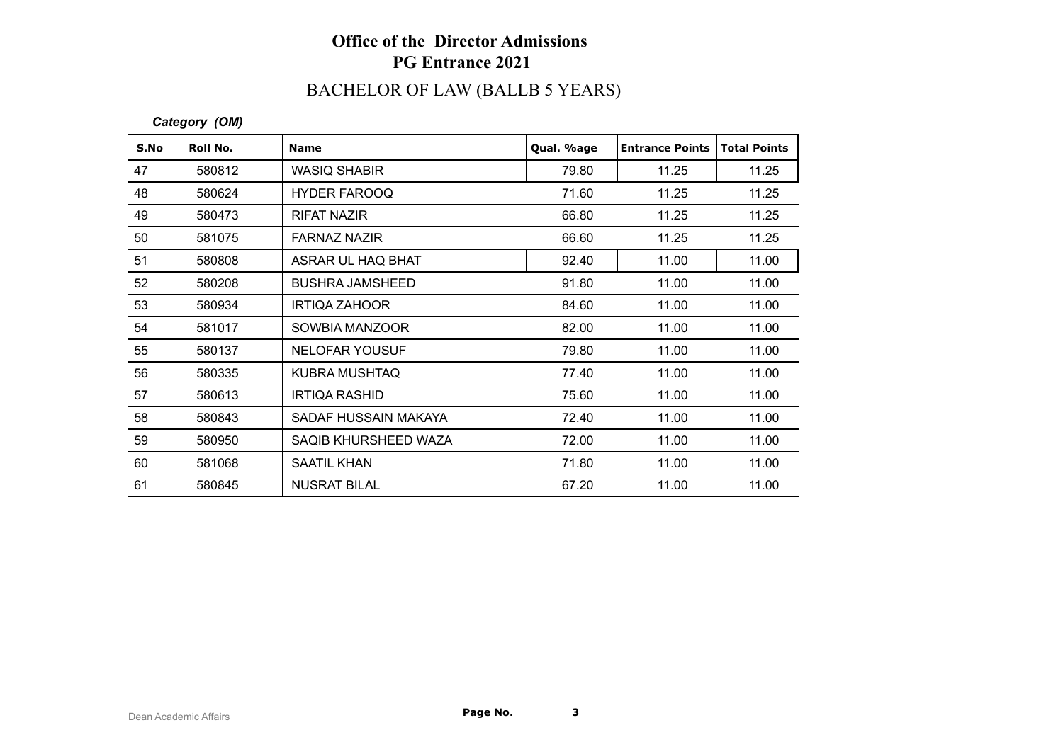# Office of the Director Admissions
## PG Entrance 2021

## BACHELOR OF LAW (BALLB 5 YEARS)

*Category (OM)*

| S.No | Roll No. | Name | Qual. %age | Entrance Points | Total Points |
|---|---|---|---|---|---|
| 47 | 580812 | WASIQ SHABIR | 79.80 | 11.25 | 11.25 |
| 48 | 580624 | HYDER FAROOQ | 71.60 | 11.25 | 11.25 |
| 49 | 580473 | RIFAT NAZIR | 66.80 | 11.25 | 11.25 |
| 50 | 581075 | FARNAZ NAZIR | 66.60 | 11.25 | 11.25 |
| 51 | 580808 | ASRAR UL HAQ BHAT | 92.40 | 11.00 | 11.00 |
| 52 | 580208 | BUSHRA JAMSHEED | 91.80 | 11.00 | 11.00 |
| 53 | 580934 | IRTIQA ZAHOOR | 84.60 | 11.00 | 11.00 |
| 54 | 581017 | SOWBIA MANZOOR | 82.00 | 11.00 | 11.00 |
| 55 | 580137 | NELOFAR YOUSUF | 79.80 | 11.00 | 11.00 |
| 56 | 580335 | KUBRA MUSHTAQ | 77.40 | 11.00 | 11.00 |
| 57 | 580613 | IRTIQA RASHID | 75.60 | 11.00 | 11.00 |
| 58 | 580843 | SADAF HUSSAIN MAKAYA | 72.40 | 11.00 | 11.00 |
| 59 | 580950 | SAQIB KHURSHEED WAZA | 72.00 | 11.00 | 11.00 |
| 60 | 581068 | SAATIL KHAN | 71.80 | 11.00 | 11.00 |
| 61 | 580845 | NUSRAT BILAL | 67.20 | 11.00 | 11.00 |

Dean Academic Affairs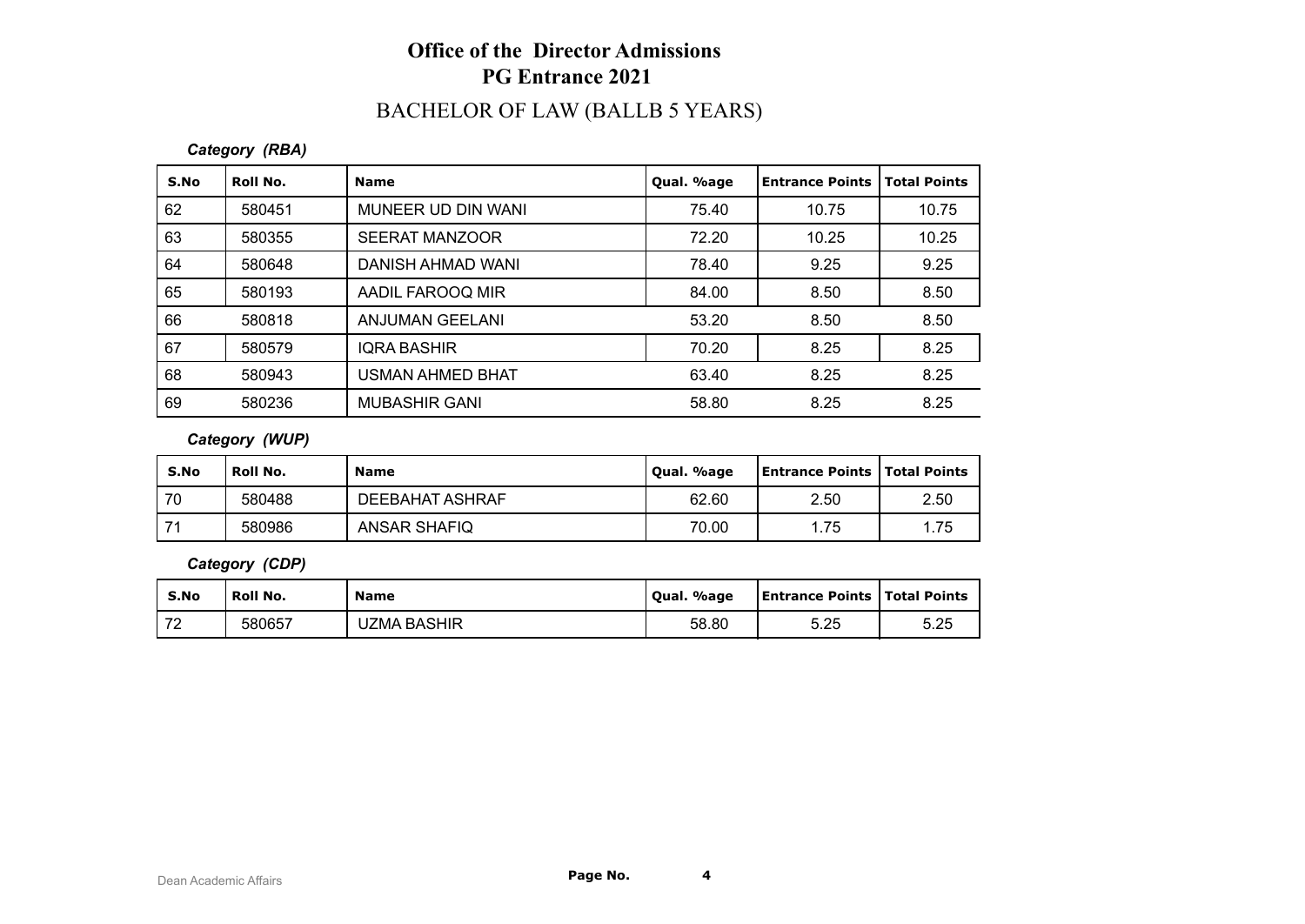# Office of the Director Admissions
# PG Entrance 2021

## BACHELOR OF LAW (BALLB 5 YEARS)

*Category (RBA)*

| S.No | Roll No. | Name | Qual. %age | Entrance Points | Total Points |
|---|---|---|---|---|---|
| 62 | 580451 | MUNEER UD DIN WANI | 75.40 | 10.75 | 10.75 |
| 63 | 580355 | SEERAT MANZOOR | 72.20 | 10.25 | 10.25 |
| 64 | 580648 | DANISH AHMAD WANI | 78.40 | 9.25 | 9.25 |
| 65 | 580193 | AADIL FAROOQ MIR | 84.00 | 8.50 | 8.50 |
| 66 | 580818 | ANJUMAN GEELANI | 53.20 | 8.50 | 8.50 |
| 67 | 580579 | IQRA BASHIR | 70.20 | 8.25 | 8.25 |
| 68 | 580943 | USMAN AHMED BHAT | 63.40 | 8.25 | 8.25 |
| 69 | 580236 | MUBASHIR GANI | 58.80 | 8.25 | 8.25 |

*Category (WUP)*

| S.No | Roll No. | Name | Qual. %age | Entrance Points | Total Points |
|---|---|---|---|---|---|
| 70 | 580488 | DEEBAHAT ASHRAF | 62.60 | 2.50 | 2.50 |
| 71 | 580986 | ANSAR SHAFIQ | 70.00 | 1.75 | 1.75 |

*Category (CDP)*

| S.No | Roll No. | Name | Qual. %age | Entrance Points | Total Points |
|---|---|---|---|---|---|
| 72 | 580657 | UZMA BASHIR | 58.80 | 5.25 | 5.25 |

Dean Academic Affairs